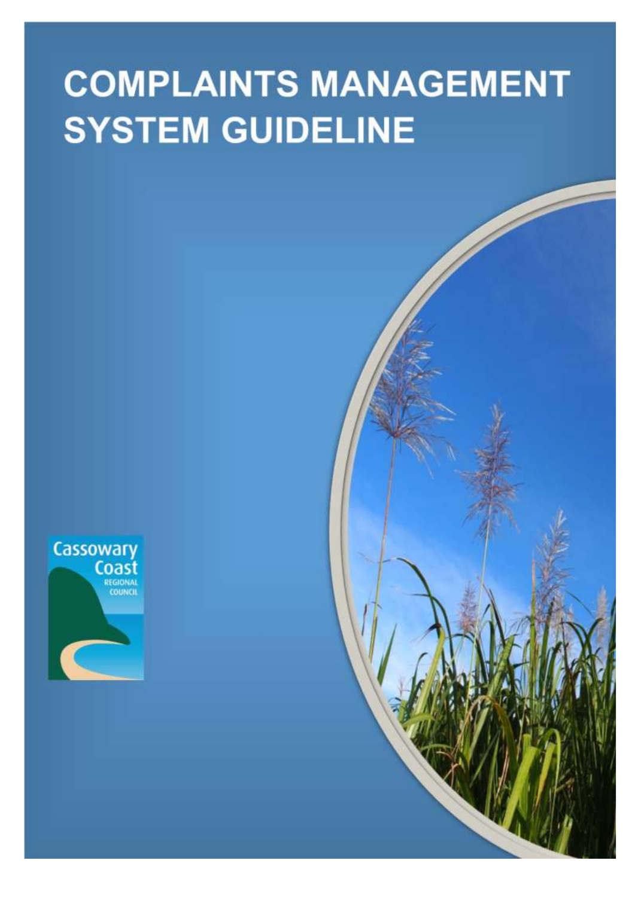# COMPLAINTS MANAGEMENT SYSTEM GUIDELINE

Cassowary Coast
REGIONAL
COUNCIL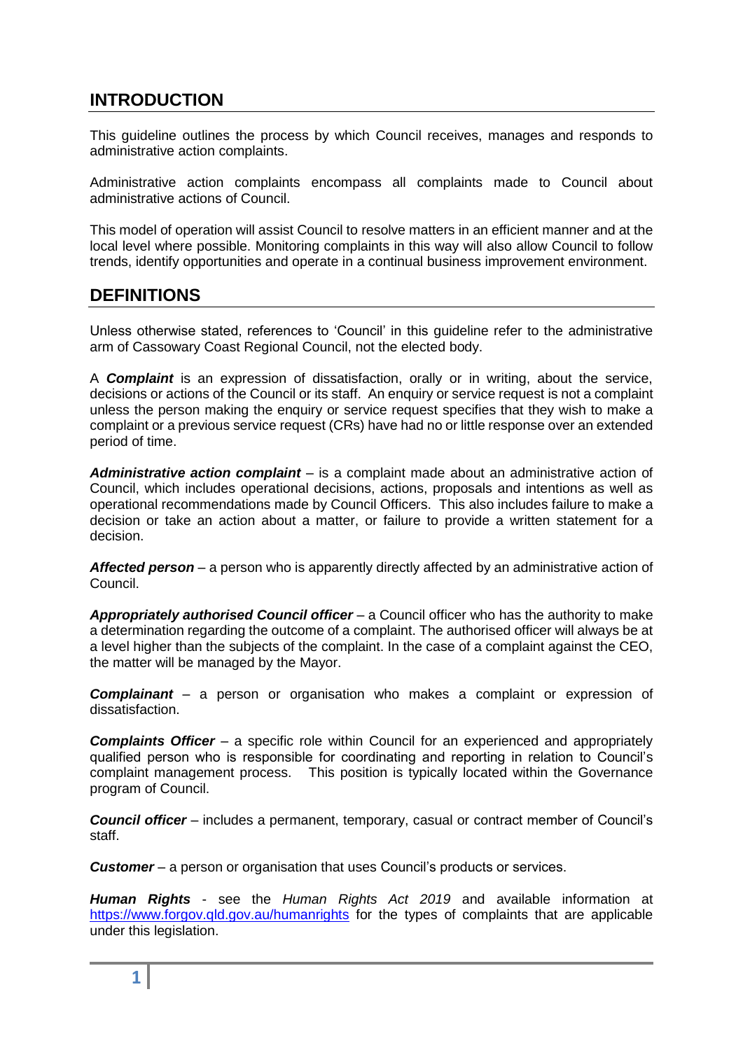## INTRODUCTION

This guideline outlines the process by which Council receives, manages and responds to administrative action complaints.

Administrative action complaints encompass all complaints made to Council about administrative actions of Council.

This model of operation will assist Council to resolve matters in an efficient manner and at the local level where possible. Monitoring complaints in this way will also allow Council to follow trends, identify opportunities and operate in a continual business improvement environment.

## DEFINITIONS

Unless otherwise stated, references to 'Council' in this guideline refer to the administrative arm of Cassowary Coast Regional Council, not the elected body.

A ***Complaint*** is an expression of dissatisfaction, orally or in writing, about the service, decisions or actions of the Council or its staff. An enquiry or service request is not a complaint unless the person making the enquiry or service request specifies that they wish to make a complaint or a previous service request (CRs) have had no or little response over an extended period of time.

***Administrative action complaint*** – is a complaint made about an administrative action of Council, which includes operational decisions, actions, proposals and intentions as well as operational recommendations made by Council Officers. This also includes failure to make a decision or take an action about a matter, or failure to provide a written statement for a decision.

***Affected person*** – a person who is apparently directly affected by an administrative action of Council.

***Appropriately authorised Council officer*** – a Council officer who has the authority to make a determination regarding the outcome of a complaint. The authorised officer will always be at a level higher than the subjects of the complaint. In the case of a complaint against the CEO, the matter will be managed by the Mayor.

***Complainant*** – a person or organisation who makes a complaint or expression of dissatisfaction.

***Complaints Officer*** – a specific role within Council for an experienced and appropriately qualified person who is responsible for coordinating and reporting in relation to Council's complaint management process. This position is typically located within the Governance program of Council.

***Council officer*** – includes a permanent, temporary, casual or contract member of Council's staff.

***Customer*** – a person or organisation that uses Council's products or services.

***Human Rights*** - see the *Human Rights Act 2019* and available information at https://www.forgov.qld.gov.au/humanrights for the types of complaints that are applicable under this legislation.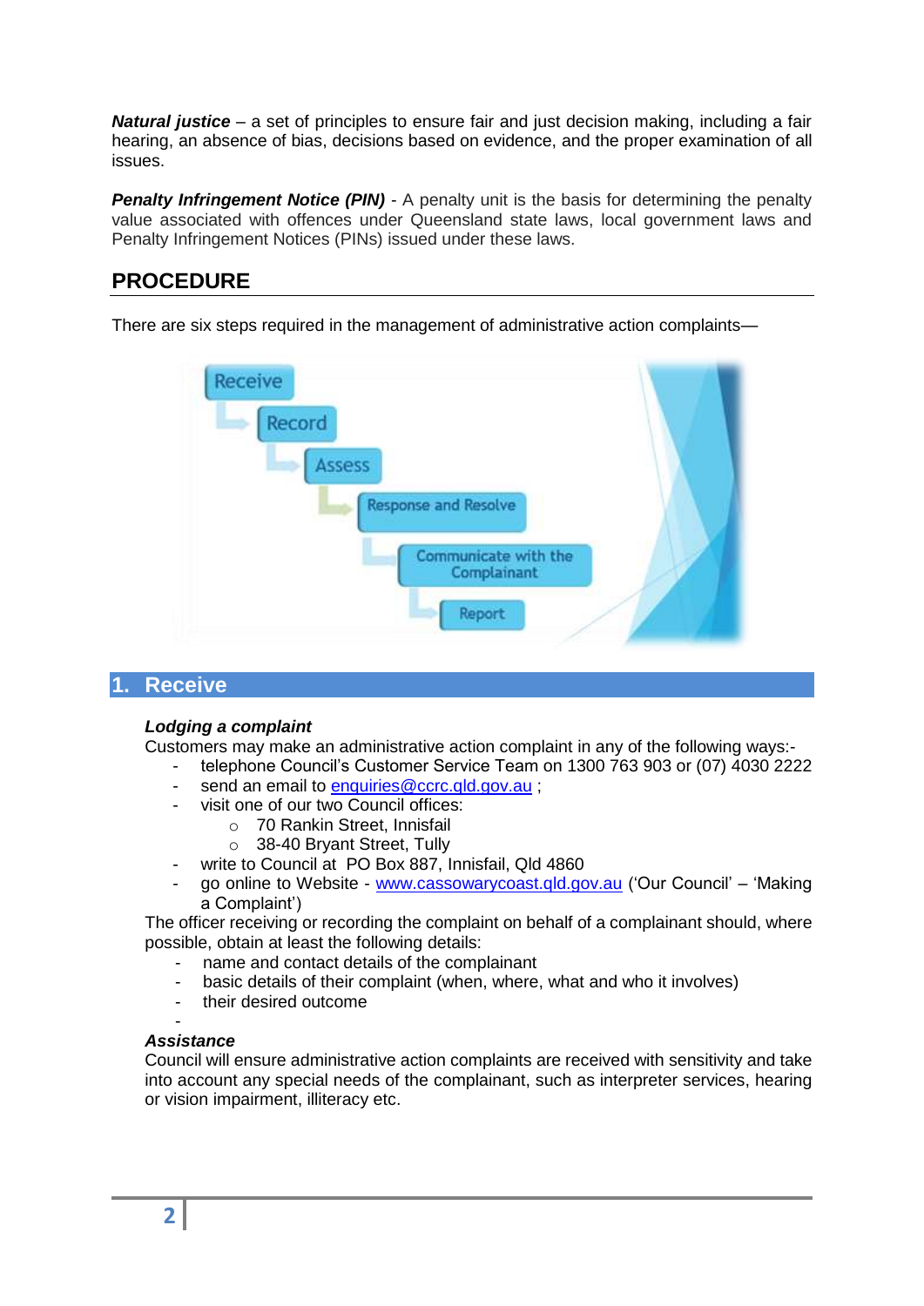***Natural justice*** – a set of principles to ensure fair and just decision making, including a fair hearing, an absence of bias, decisions based on evidence, and the proper examination of all issues.

***Penalty Infringement Notice (PIN)*** - A penalty unit is the basis for determining the penalty value associated with offences under Queensland state laws, local government laws and Penalty Infringement Notices (PINs) issued under these laws.

## PROCEDURE

There are six steps required in the management of administrative action complaints—

- Receive
- Record
- Assess
- Response and Resolve
- Communicate with the Complainant
- Report

## 1. Receive

***Lodging a complaint***

Customers may make an administrative action complaint in any of the following ways:-

- telephone Council's Customer Service Team on 1300 763 903 or (07) 4030 2222
- send an email to enquiries@ccrc.qld.gov.au ;
- visit one of our two Council offices:
  - 70 Rankin Street, Innisfail
  - 38-40 Bryant Street, Tully
- write to Council at PO Box 887, Innisfail, Qld 4860
- go online to Website - www.cassowarycoast.qld.gov.au ('Our Council' – 'Making a Complaint')

The officer receiving or recording the complaint on behalf of a complainant should, where possible, obtain at least the following details:

- name and contact details of the complainant
- basic details of their complaint (when, where, what and who it involves)
- their desired outcome

***Assistance***

Council will ensure administrative action complaints are received with sensitivity and take into account any special needs of the complainant, such as interpreter services, hearing or vision impairment, illiteracy etc.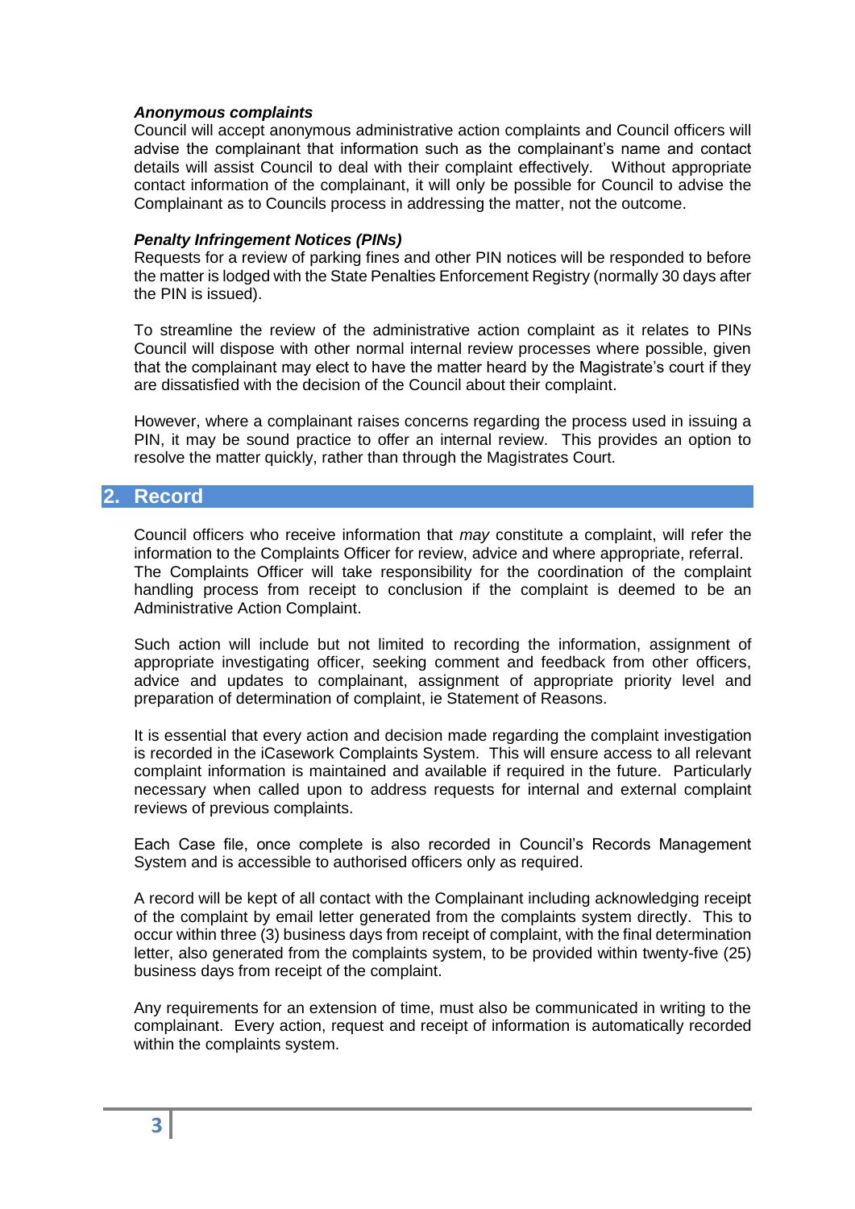***Anonymous complaints***
Council will accept anonymous administrative action complaints and Council officers will advise the complainant that information such as the complainant's name and contact details will assist Council to deal with their complaint effectively. Without appropriate contact information of the complainant, it will only be possible for Council to advise the Complainant as to Councils process in addressing the matter, not the outcome.

***Penalty Infringement Notices (PINs)***
Requests for a review of parking fines and other PIN notices will be responded to before the matter is lodged with the State Penalties Enforcement Registry (normally 30 days after the PIN is issued).

To streamline the review of the administrative action complaint as it relates to PINs Council will dispose with other normal internal review processes where possible, given that the complainant may elect to have the matter heard by the Magistrate's court if they are dissatisfied with the decision of the Council about their complaint.

However, where a complainant raises concerns regarding the process used in issuing a PIN, it may be sound practice to offer an internal review. This provides an option to resolve the matter quickly, rather than through the Magistrates Court.

## 2. Record

Council officers who receive information that *may* constitute a complaint, will refer the information to the Complaints Officer for review, advice and where appropriate, referral. The Complaints Officer will take responsibility for the coordination of the complaint handling process from receipt to conclusion if the complaint is deemed to be an Administrative Action Complaint.

Such action will include but not limited to recording the information, assignment of appropriate investigating officer, seeking comment and feedback from other officers, advice and updates to complainant, assignment of appropriate priority level and preparation of determination of complaint, ie Statement of Reasons.

It is essential that every action and decision made regarding the complaint investigation is recorded in the iCasework Complaints System. This will ensure access to all relevant complaint information is maintained and available if required in the future. Particularly necessary when called upon to address requests for internal and external complaint reviews of previous complaints.

Each Case file, once complete is also recorded in Council's Records Management System and is accessible to authorised officers only as required.

A record will be kept of all contact with the Complainant including acknowledging receipt of the complaint by email letter generated from the complaints system directly. This to occur within three (3) business days from receipt of complaint, with the final determination letter, also generated from the complaints system, to be provided within twenty-five (25) business days from receipt of the complaint.

Any requirements for an extension of time, must also be communicated in writing to the complainant. Every action, request and receipt of information is automatically recorded within the complaints system.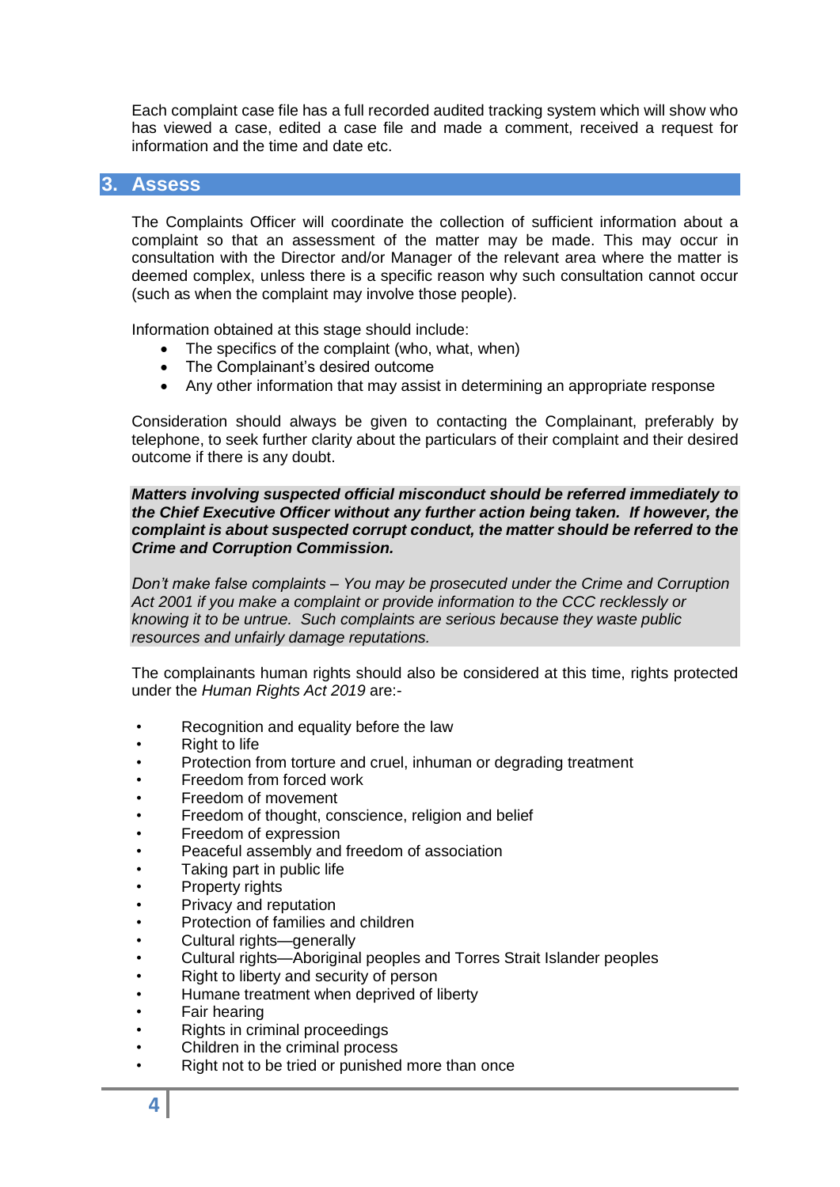Each complaint case file has a full recorded audited tracking system which will show who has viewed a case, edited a case file and made a comment, received a request for information and the time and date etc.

## 3. Assess

The Complaints Officer will coordinate the collection of sufficient information about a complaint so that an assessment of the matter may be made. This may occur in consultation with the Director and/or Manager of the relevant area where the matter is deemed complex, unless there is a specific reason why such consultation cannot occur (such as when the complaint may involve those people).

Information obtained at this stage should include:

- The specifics of the complaint (who, what, when)
- The Complainant's desired outcome
- Any other information that may assist in determining an appropriate response

Consideration should always be given to contacting the Complainant, preferably by telephone, to seek further clarity about the particulars of their complaint and their desired outcome if there is any doubt.

***Matters involving suspected official misconduct should be referred immediately to the Chief Executive Officer without any further action being taken. If however, the complaint is about suspected corrupt conduct, the matter should be referred to the Crime and Corruption Commission.***

*Don't make false complaints – You may be prosecuted under the Crime and Corruption Act 2001 if you make a complaint or provide information to the CCC recklessly or knowing it to be untrue. Such complaints are serious because they waste public resources and unfairly damage reputations.*

The complainants human rights should also be considered at this time, rights protected under the *Human Rights Act 2019* are:-

- Recognition and equality before the law
- Right to life
- Protection from torture and cruel, inhuman or degrading treatment
- Freedom from forced work
- Freedom of movement
- Freedom of thought, conscience, religion and belief
- Freedom of expression
- Peaceful assembly and freedom of association
- Taking part in public life
- Property rights
- Privacy and reputation
- Protection of families and children
- Cultural rights—generally
- Cultural rights—Aboriginal peoples and Torres Strait Islander peoples
- Right to liberty and security of person
- Humane treatment when deprived of liberty
- Fair hearing
- Rights in criminal proceedings
- Children in the criminal process
- Right not to be tried or punished more than once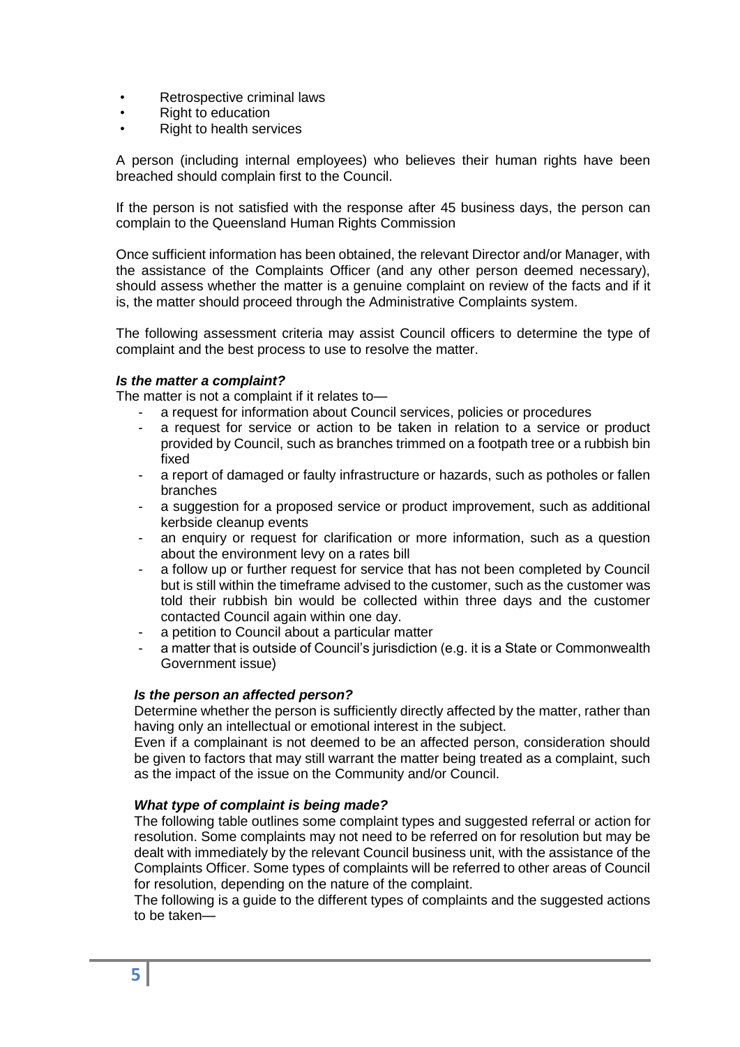- Retrospective criminal laws
- Right to education
- Right to health services

A person (including internal employees) who believes their human rights have been breached should complain first to the Council.

If the person is not satisfied with the response after 45 business days, the person can complain to the Queensland Human Rights Commission

Once sufficient information has been obtained, the relevant Director and/or Manager, with the assistance of the Complaints Officer (and any other person deemed necessary), should assess whether the matter is a genuine complaint on review of the facts and if it is, the matter should proceed through the Administrative Complaints system.

The following assessment criteria may assist Council officers to determine the type of complaint and the best process to use to resolve the matter.

***Is the matter a complaint?***

The matter is not a complaint if it relates to—

- a request for information about Council services, policies or procedures
- a request for service or action to be taken in relation to a service or product provided by Council, such as branches trimmed on a footpath tree or a rubbish bin fixed
- a report of damaged or faulty infrastructure or hazards, such as potholes or fallen branches
- a suggestion for a proposed service or product improvement, such as additional kerbside cleanup events
- an enquiry or request for clarification or more information, such as a question about the environment levy on a rates bill
- a follow up or further request for service that has not been completed by Council but is still within the timeframe advised to the customer, such as the customer was told their rubbish bin would be collected within three days and the customer contacted Council again within one day.
- a petition to Council about a particular matter
- a matter that is outside of Council's jurisdiction (e.g. it is a State or Commonwealth Government issue)

***Is the person an affected person?***

Determine whether the person is sufficiently directly affected by the matter, rather than having only an intellectual or emotional interest in the subject.

Even if a complainant is not deemed to be an affected person, consideration should be given to factors that may still warrant the matter being treated as a complaint, such as the impact of the issue on the Community and/or Council.

***What type of complaint is being made?***

The following table outlines some complaint types and suggested referral or action for resolution. Some complaints may not need to be referred on for resolution but may be dealt with immediately by the relevant Council business unit, with the assistance of the Complaints Officer. Some types of complaints will be referred to other areas of Council for resolution, depending on the nature of the complaint.

The following is a guide to the different types of complaints and the suggested actions to be taken—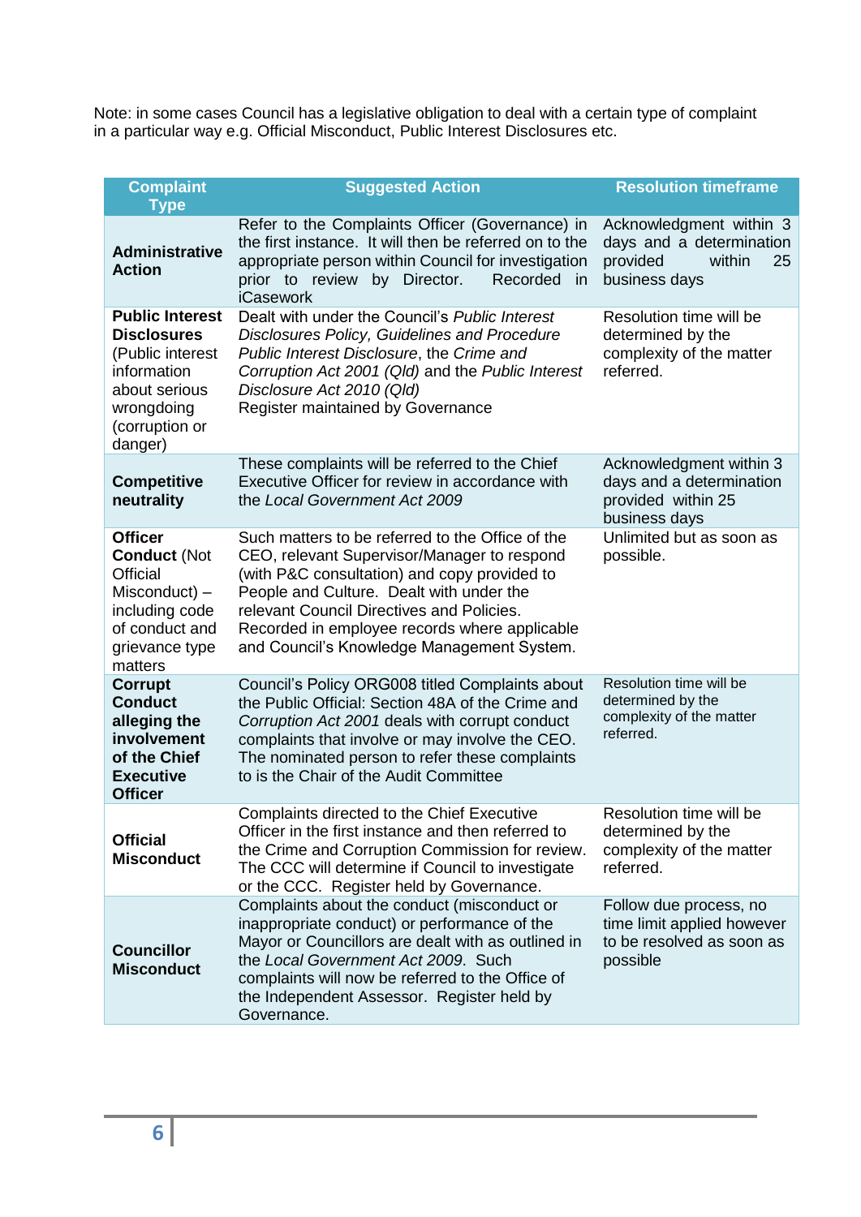Note: in some cases Council has a legislative obligation to deal with a certain type of complaint in a particular way e.g. Official Misconduct, Public Interest Disclosures etc.

| Complaint Type | Suggested Action | Resolution timeframe |
|---|---|---|
| **Administrative Action** | Refer to the Complaints Officer (Governance) in the first instance. It will then be referred on to the appropriate person within Council for investigation prior to review by Director. Recorded in iCasework | Acknowledgment within 3 days and a determination provided within 25 business days |
| **Public Interest Disclosures** (Public interest information about serious wrongdoing (corruption or danger) | Dealt with under the Council's *Public Interest Disclosures Policy, Guidelines and Procedure Public Interest Disclosure*, the *Crime and Corruption Act 2001 (Qld)* and the *Public Interest Disclosure Act 2010 (Qld)*<br>Register maintained by Governance | Resolution time will be determined by the complexity of the matter referred. |
| **Competitive neutrality** | These complaints will be referred to the Chief Executive Officer for review in accordance with the *Local Government Act 2009* | Acknowledgment within 3 days and a determination provided within 25 business days |
| **Officer Conduct** (Not Official Misconduct) – including code of conduct and grievance type matters | Such matters to be referred to the Office of the CEO, relevant Supervisor/Manager to respond (with P&C consultation) and copy provided to People and Culture. Dealt with under the relevant Council Directives and Policies. Recorded in employee records where applicable and Council's Knowledge Management System. | Unlimited but as soon as possible. |
| **Corrupt Conduct alleging the involvement of the Chief Executive Officer** | Council's Policy ORG008 titled Complaints about the Public Official: Section 48A of the Crime and *Corruption Act 2001* deals with corrupt conduct complaints that involve or may involve the CEO. The nominated person to refer these complaints to is the Chair of the Audit Committee | Resolution time will be determined by the complexity of the matter referred. |
| **Official Misconduct** | Complaints directed to the Chief Executive Officer in the first instance and then referred to the Crime and Corruption Commission for review. The CCC will determine if Council to investigate or the CCC. Register held by Governance. | Resolution time will be determined by the complexity of the matter referred. |
| **Councillor Misconduct** | Complaints about the conduct (misconduct or inappropriate conduct) or performance of the Mayor or Councillors are dealt with as outlined in the *Local Government Act 2009*. Such complaints will now be referred to the Office of the Independent Assessor. Register held by Governance. | Follow due process, no time limit applied however to be resolved as soon as possible |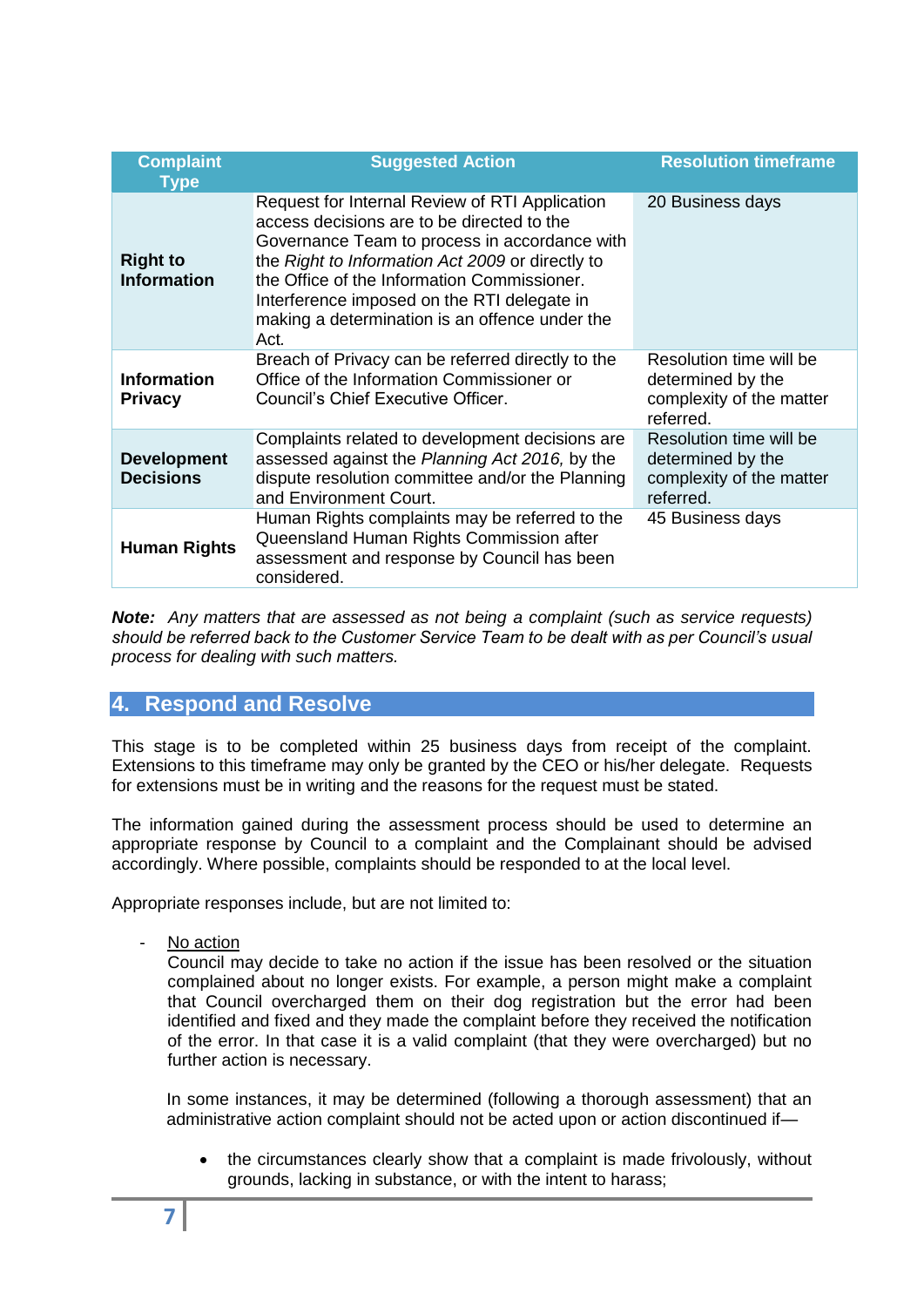| Complaint Type | Suggested Action | Resolution timeframe |
|---|---|---|
| **Right to Information** | Request for Internal Review of RTI Application access decisions are to be directed to the Governance Team to process in accordance with the *Right to Information Act 2009* or directly to the Office of the Information Commissioner. Interference imposed on the RTI delegate in making a determination is an offence under the Act. | 20 Business days |
| **Information Privacy** | Breach of Privacy can be referred directly to the Office of the Information Commissioner or Council's Chief Executive Officer. | Resolution time will be determined by the complexity of the matter referred. |
| **Development Decisions** | Complaints related to development decisions are assessed against the *Planning Act 2016,* by the dispute resolution committee and/or the Planning and Environment Court. | Resolution time will be determined by the complexity of the matter referred. |
| **Human Rights** | Human Rights complaints may be referred to the Queensland Human Rights Commission after assessment and response by Council has been considered. | 45 Business days |

***Note:*** *Any matters that are assessed as not being a complaint (such as service requests) should be referred back to the Customer Service Team to be dealt with as per Council's usual process for dealing with such matters.*

## 4. Respond and Resolve

This stage is to be completed within 25 business days from receipt of the complaint. Extensions to this timeframe may only be granted by the CEO or his/her delegate. Requests for extensions must be in writing and the reasons for the request must be stated.

The information gained during the assessment process should be used to determine an appropriate response by Council to a complaint and the Complainant should be advised accordingly. Where possible, complaints should be responded to at the local level.

Appropriate responses include, but are not limited to:

- <u>No action</u>
  Council may decide to take no action if the issue has been resolved or the situation complained about no longer exists. For example, a person might make a complaint that Council overcharged them on their dog registration but the error had been identified and fixed and they made the complaint before they received the notification of the error. In that case it is a valid complaint (that they were overcharged) but no further action is necessary.

  In some instances, it may be determined (following a thorough assessment) that an administrative action complaint should not be acted upon or action discontinued if—

  - the circumstances clearly show that a complaint is made frivolously, without grounds, lacking in substance, or with the intent to harass;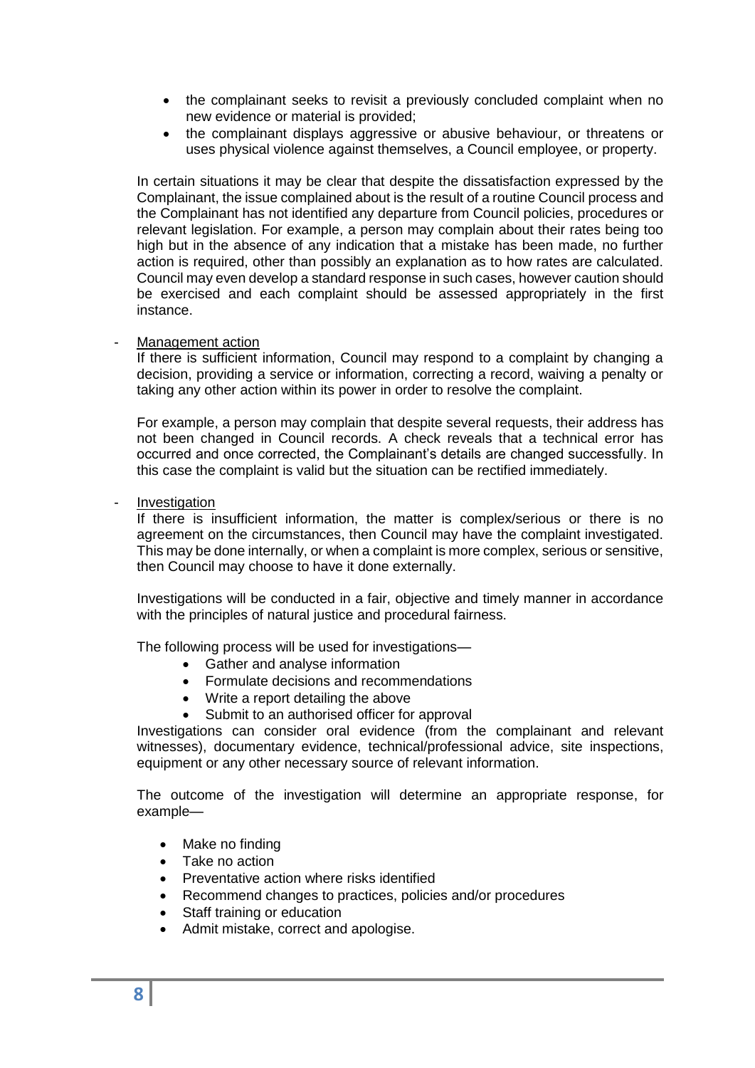- the complainant seeks to revisit a previously concluded complaint when no new evidence or material is provided;
- the complainant displays aggressive or abusive behaviour, or threatens or uses physical violence against themselves, a Council employee, or property.

In certain situations it may be clear that despite the dissatisfaction expressed by the Complainant, the issue complained about is the result of a routine Council process and the Complainant has not identified any departure from Council policies, procedures or relevant legislation. For example, a person may complain about their rates being too high but in the absence of any indication that a mistake has been made, no further action is required, other than possibly an explanation as to how rates are calculated. Council may even develop a standard response in such cases, however caution should be exercised and each complaint should be assessed appropriately in the first instance.

- <u>Management action</u>

  If there is sufficient information, Council may respond to a complaint by changing a decision, providing a service or information, correcting a record, waiving a penalty or taking any other action within its power in order to resolve the complaint.

  For example, a person may complain that despite several requests, their address has not been changed in Council records. A check reveals that a technical error has occurred and once corrected, the Complainant's details are changed successfully. In this case the complaint is valid but the situation can be rectified immediately.

- <u>Investigation</u>

  If there is insufficient information, the matter is complex/serious or there is no agreement on the circumstances, then Council may have the complaint investigated. This may be done internally, or when a complaint is more complex, serious or sensitive, then Council may choose to have it done externally.

  Investigations will be conducted in a fair, objective and timely manner in accordance with the principles of natural justice and procedural fairness.

  The following process will be used for investigations—

  - Gather and analyse information
  - Formulate decisions and recommendations
  - Write a report detailing the above
  - Submit to an authorised officer for approval

  Investigations can consider oral evidence (from the complainant and relevant witnesses), documentary evidence, technical/professional advice, site inspections, equipment or any other necessary source of relevant information.

  The outcome of the investigation will determine an appropriate response, for example—

  - Make no finding
  - Take no action
  - Preventative action where risks identified
  - Recommend changes to practices, policies and/or procedures
  - Staff training or education
  - Admit mistake, correct and apologise.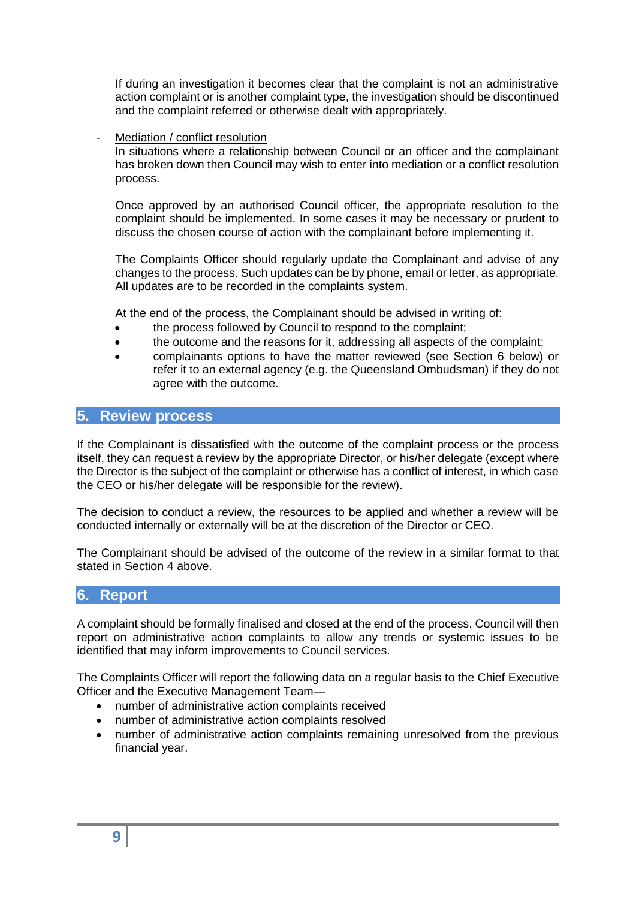If during an investigation it becomes clear that the complaint is not an administrative action complaint or is another complaint type, the investigation should be discontinued and the complaint referred or otherwise dealt with appropriately.

- Mediation / conflict resolution
  In situations where a relationship between Council or an officer and the complainant has broken down then Council may wish to enter into mediation or a conflict resolution process.

  Once approved by an authorised Council officer, the appropriate resolution to the complaint should be implemented. In some cases it may be necessary or prudent to discuss the chosen course of action with the complainant before implementing it.

  The Complaints Officer should regularly update the Complainant and advise of any changes to the process. Such updates can be by phone, email or letter, as appropriate. All updates are to be recorded in the complaints system.

  At the end of the process, the Complainant should be advised in writing of:
  - the process followed by Council to respond to the complaint;
  - the outcome and the reasons for it, addressing all aspects of the complaint;
  - complainants options to have the matter reviewed (see Section 6 below) or refer it to an external agency (e.g. the Queensland Ombudsman) if they do not agree with the outcome.

## 5. Review process

If the Complainant is dissatisfied with the outcome of the complaint process or the process itself, they can request a review by the appropriate Director, or his/her delegate (except where the Director is the subject of the complaint or otherwise has a conflict of interest, in which case the CEO or his/her delegate will be responsible for the review).

The decision to conduct a review, the resources to be applied and whether a review will be conducted internally or externally will be at the discretion of the Director or CEO.

The Complainant should be advised of the outcome of the review in a similar format to that stated in Section 4 above.

## 6. Report

A complaint should be formally finalised and closed at the end of the process. Council will then report on administrative action complaints to allow any trends or systemic issues to be identified that may inform improvements to Council services.

The Complaints Officer will report the following data on a regular basis to the Chief Executive Officer and the Executive Management Team—

- number of administrative action complaints received
- number of administrative action complaints resolved
- number of administrative action complaints remaining unresolved from the previous financial year.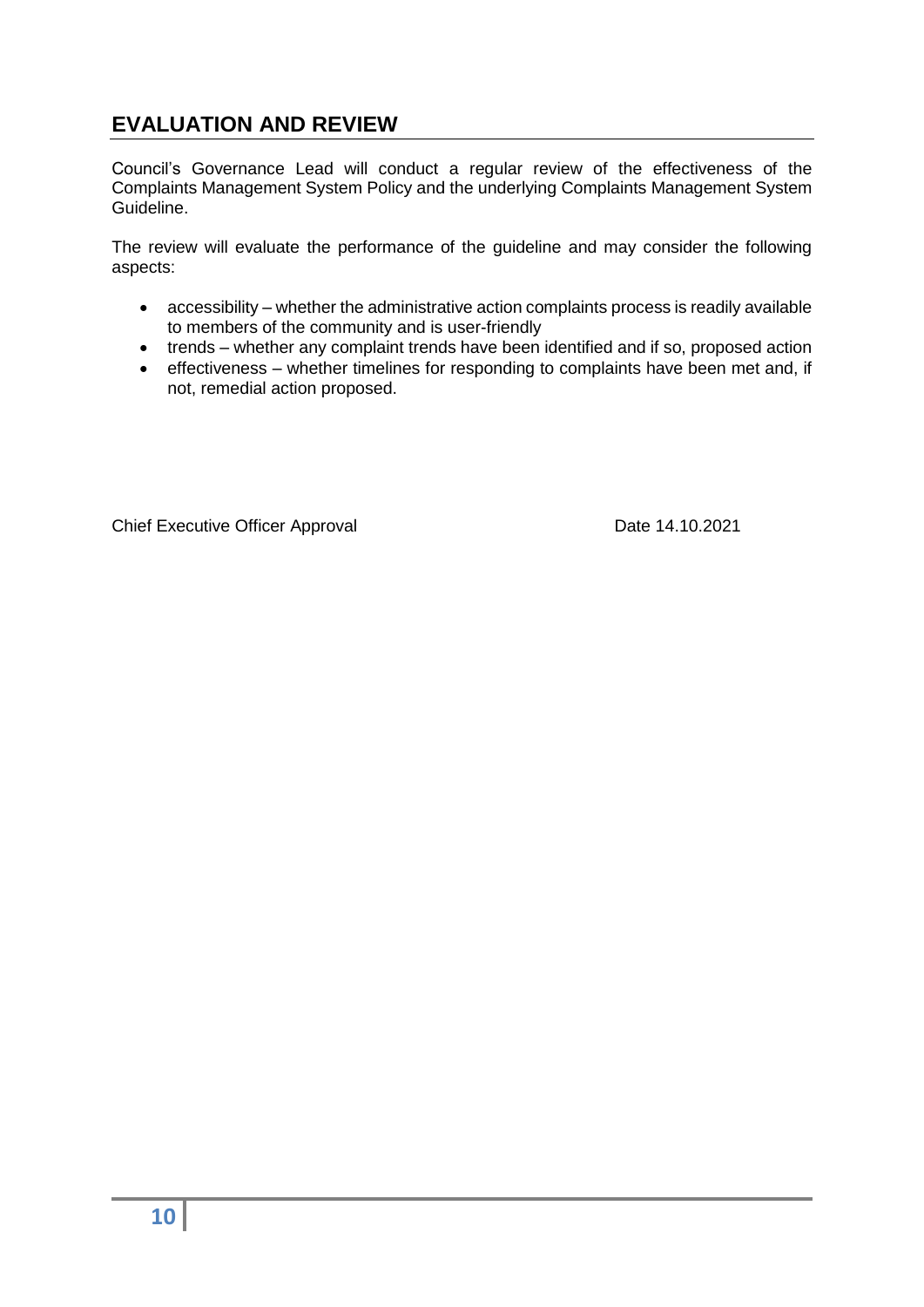## EVALUATION AND REVIEW

Council's Governance Lead will conduct a regular review of the effectiveness of the Complaints Management System Policy and the underlying Complaints Management System Guideline.

The review will evaluate the performance of the guideline and may consider the following aspects:

- accessibility – whether the administrative action complaints process is readily available to members of the community and is user-friendly
- trends – whether any complaint trends have been identified and if so, proposed action
- effectiveness – whether timelines for responding to complaints have been met and, if not, remedial action proposed.

Chief Executive Officer Approval Date 14.10.2021